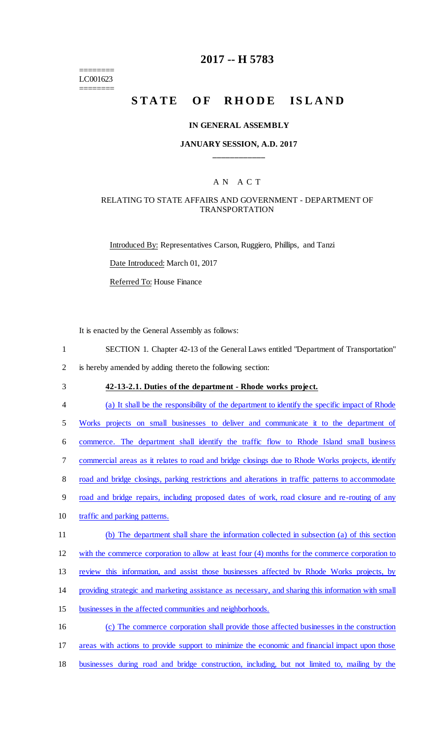========
LC001623
========

# 2017 -- H 5783

# STATE OF RHODE ISLAND

### IN GENERAL ASSEMBLY

### JANUARY SESSION, A.D. 2017

____________

A N A C T

RELATING TO STATE AFFAIRS AND GOVERNMENT - DEPARTMENT OF TRANSPORTATION

Introduced By: Representatives Carson, Ruggiero, Phillips, and Tanzi

Date Introduced: March 01, 2017

Referred To: House Finance

It is enacted by the General Assembly as follows:

1 SECTION 1. Chapter 42-13 of the General Laws entitled "Department of Transportation"
2 is hereby amended by adding thereto the following section:

3 **42-13-2.1. Duties of the department - Rhode works project.**

4 (a) It shall be the responsibility of the department to identify the specific impact of Rhode
5 Works projects on small businesses to deliver and communicate it to the department of
6 commerce. The department shall identify the traffic flow to Rhode Island small business
7 commercial areas as it relates to road and bridge closings due to Rhode Works projects, identify
8 road and bridge closings, parking restrictions and alterations in traffic patterns to accommodate
9 road and bridge repairs, including proposed dates of work, road closure and re-routing of any
10 traffic and parking patterns.

11 (b) The department shall share the information collected in subsection (a) of this section
12 with the commerce corporation to allow at least four (4) months for the commerce corporation to
13 review this information, and assist those businesses affected by Rhode Works projects, by
14 providing strategic and marketing assistance as necessary, and sharing this information with small
15 businesses in the affected communities and neighborhoods.

16 (c) The commerce corporation shall provide those affected businesses in the construction
17 areas with actions to provide support to minimize the economic and financial impact upon those
18 businesses during road and bridge construction, including, but not limited to, mailing by the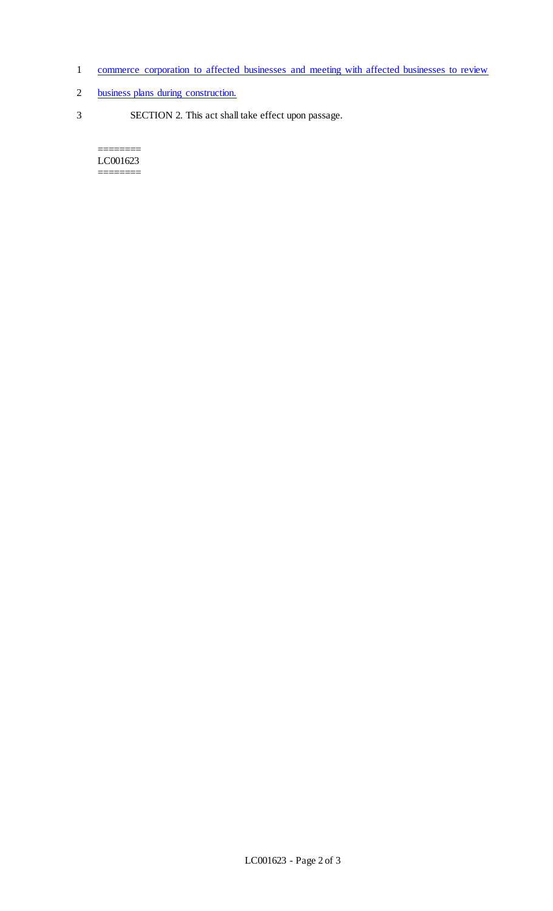commerce corporation to affected businesses and meeting with affected businesses to review business plans during construction.

SECTION 2. This act shall take effect upon passage.

========
LC001623
========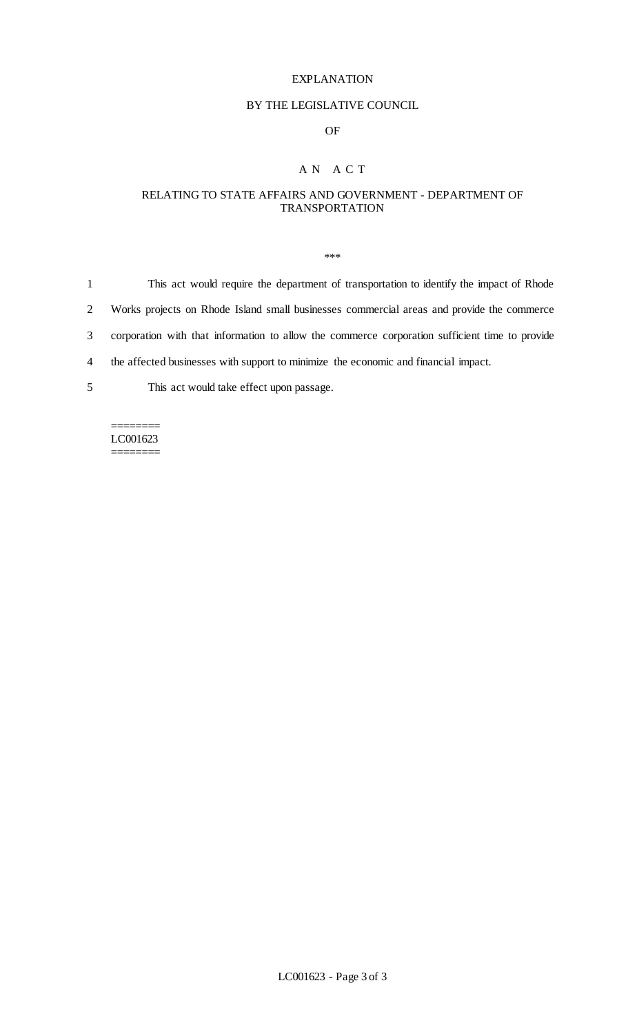EXPLANATION

BY THE LEGISLATIVE COUNCIL

OF

# A N A C T

## RELATING TO STATE AFFAIRS AND GOVERNMENT - DEPARTMENT OF TRANSPORTATION

\*\*\*

This act would require the department of transportation to identify the impact of Rhode Works projects on Rhode Island small businesses commercial areas and provide the commerce corporation with that information to allow the commerce corporation sufficient time to provide the affected businesses with support to minimize the economic and financial impact.

This act would take effect upon passage.

========
LC001623
========